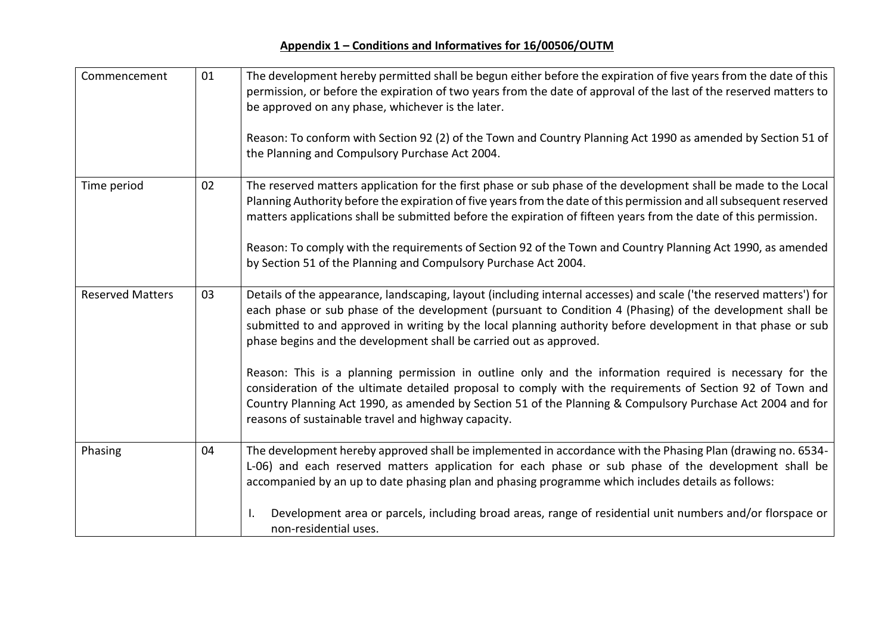## Appendix 1 – Conditions and Informatives for 16/00506/OUTM

| | | |
|---|---|---|
| Commencement | 01 | The development hereby permitted shall be begun either before the expiration of five years from the date of this permission, or before the expiration of two years from the date of approval of the last of the reserved matters to be approved on any phase, whichever is the later.<br><br>Reason: To conform with Section 92 (2) of the Town and Country Planning Act 1990 as amended by Section 51 of the Planning and Compulsory Purchase Act 2004. |
| Time period | 02 | The reserved matters application for the first phase or sub phase of the development shall be made to the Local Planning Authority before the expiration of five years from the date of this permission and all subsequent reserved matters applications shall be submitted before the expiration of fifteen years from the date of this permission.<br><br>Reason: To comply with the requirements of Section 92 of the Town and Country Planning Act 1990, as amended by Section 51 of the Planning and Compulsory Purchase Act 2004. |
| Reserved Matters | 03 | Details of the appearance, landscaping, layout (including internal accesses) and scale ('the reserved matters') for each phase or sub phase of the development (pursuant to Condition 4 (Phasing) of the development shall be submitted to and approved in writing by the local planning authority before development in that phase or sub phase begins and the development shall be carried out as approved.<br><br>Reason: This is a planning permission in outline only and the information required is necessary for the consideration of the ultimate detailed proposal to comply with the requirements of Section 92 of Town and Country Planning Act 1990, as amended by Section 51 of the Planning & Compulsory Purchase Act 2004 and for reasons of sustainable travel and highway capacity. |
| Phasing | 04 | The development hereby approved shall be implemented in accordance with the Phasing Plan (drawing no. 6534-L-06) and each reserved matters application for each phase or sub phase of the development shall be accompanied by an up to date phasing plan and phasing programme which includes details as follows:<br><br>I. Development area or parcels, including broad areas, range of residential unit numbers and/or florspace or non-residential uses. |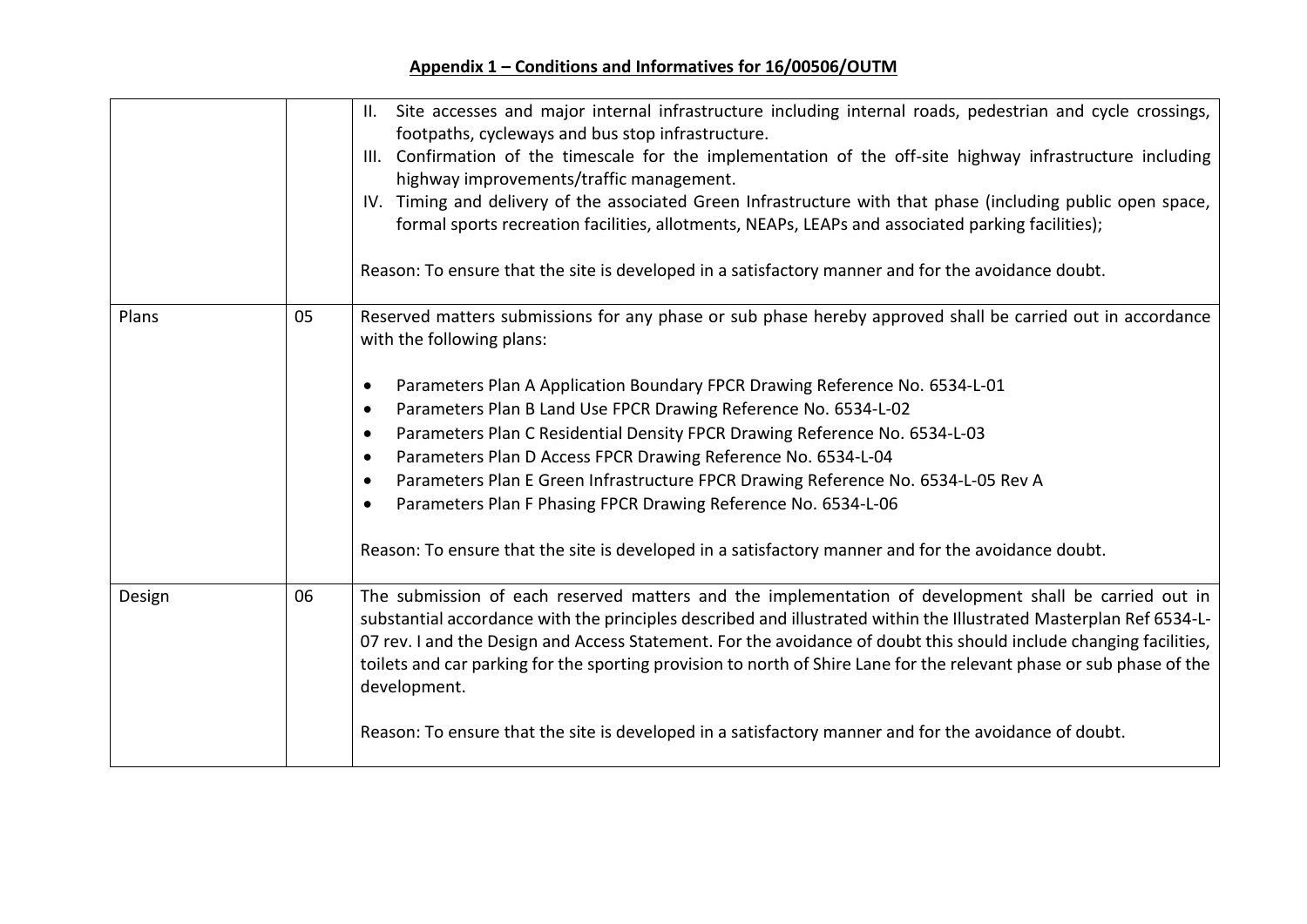**Appendix 1 – Conditions and Informatives for 16/00506/OUTM**

| | | |
|---|---|---|
| | | II. Site accesses and major internal infrastructure including internal roads, pedestrian and cycle crossings, footpaths, cycleways and bus stop infrastructure.<br>III. Confirmation of the timescale for the implementation of the off-site highway infrastructure including highway improvements/traffic management.<br>IV. Timing and delivery of the associated Green Infrastructure with that phase (including public open space, formal sports recreation facilities, allotments, NEAPs, LEAPs and associated parking facilities);<br><br>Reason: To ensure that the site is developed in a satisfactory manner and for the avoidance doubt. |
| Plans | 05 | Reserved matters submissions for any phase or sub phase hereby approved shall be carried out in accordance with the following plans:<br><br>• Parameters Plan A Application Boundary FPCR Drawing Reference No. 6534-L-01<br>• Parameters Plan B Land Use FPCR Drawing Reference No. 6534-L-02<br>• Parameters Plan C Residential Density FPCR Drawing Reference No. 6534-L-03<br>• Parameters Plan D Access FPCR Drawing Reference No. 6534-L-04<br>• Parameters Plan E Green Infrastructure FPCR Drawing Reference No. 6534-L-05 Rev A<br>• Parameters Plan F Phasing FPCR Drawing Reference No. 6534-L-06<br><br>Reason: To ensure that the site is developed in a satisfactory manner and for the avoidance doubt. |
| Design | 06 | The submission of each reserved matters and the implementation of development shall be carried out in substantial accordance with the principles described and illustrated within the Illustrated Masterplan Ref 6534-L-07 rev. I and the Design and Access Statement. For the avoidance of doubt this should include changing facilities, toilets and car parking for the sporting provision to north of Shire Lane for the relevant phase or sub phase of the development.<br><br>Reason: To ensure that the site is developed in a satisfactory manner and for the avoidance of doubt. |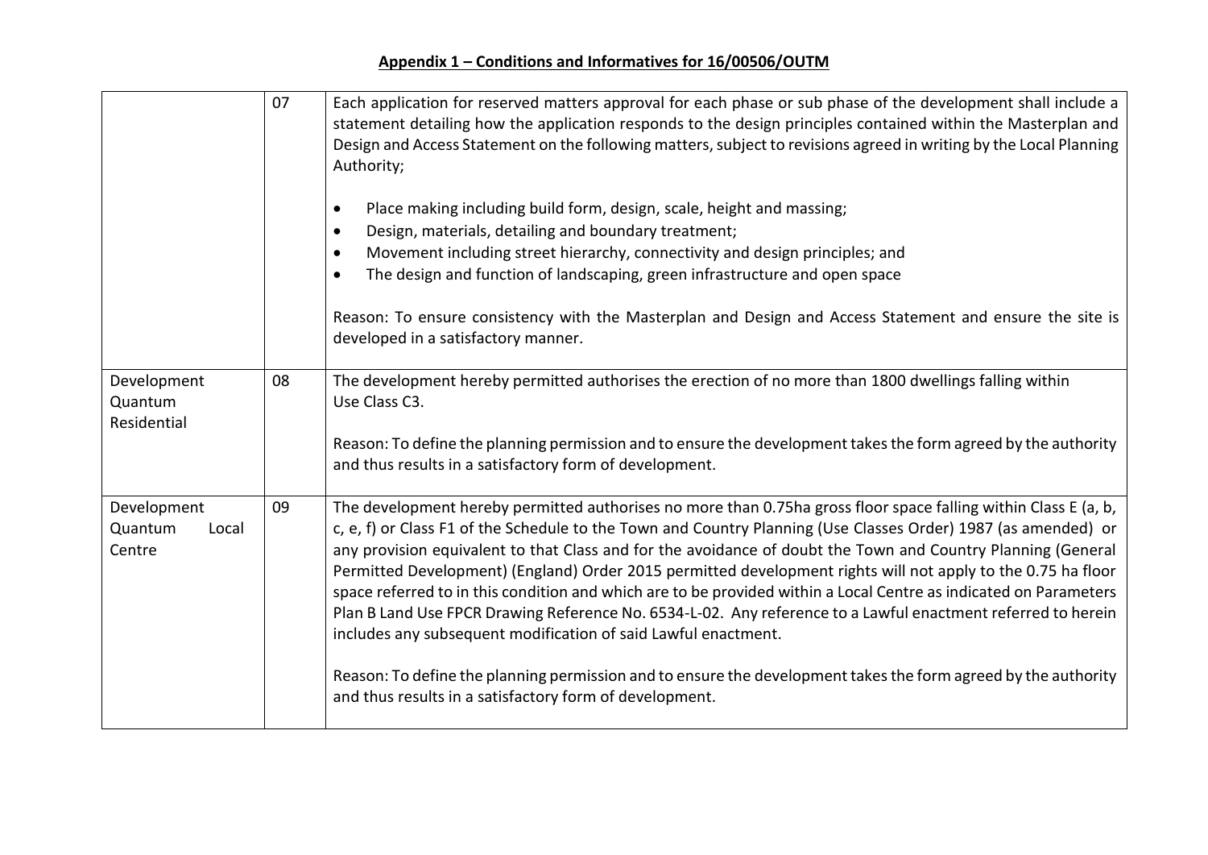## Appendix 1 – Conditions and Informatives for 16/00506/OUTM

| | | |
|---|---|---|
| | 07 | Each application for reserved matters approval for each phase or sub phase of the development shall include a statement detailing how the application responds to the design principles contained within the Masterplan and Design and Access Statement on the following matters, subject to revisions agreed in writing by the Local Planning Authority;<br><br>• Place making including build form, design, scale, height and massing;<br>• Design, materials, detailing and boundary treatment;<br>• Movement including street hierarchy, connectivity and design principles; and<br>• The design and function of landscaping, green infrastructure and open space<br><br>Reason: To ensure consistency with the Masterplan and Design and Access Statement and ensure the site is developed in a satisfactory manner. |
| Development Quantum Residential | 08 | The development hereby permitted authorises the erection of no more than 1800 dwellings falling within Use Class C3.<br><br>Reason: To define the planning permission and to ensure the development takes the form agreed by the authority and thus results in a satisfactory form of development. |
| Development Quantum Local Centre | 09 | The development hereby permitted authorises no more than 0.75ha gross floor space falling within Class E (a, b, c, e, f) or Class F1 of the Schedule to the Town and Country Planning (Use Classes Order) 1987 (as amended) or any provision equivalent to that Class and for the avoidance of doubt the Town and Country Planning (General Permitted Development) (England) Order 2015 permitted development rights will not apply to the 0.75 ha floor space referred to in this condition and which are to be provided within a Local Centre as indicated on Parameters Plan B Land Use FPCR Drawing Reference No. 6534-L-02. Any reference to a Lawful enactment referred to herein includes any subsequent modification of said Lawful enactment.<br><br>Reason: To define the planning permission and to ensure the development takes the form agreed by the authority and thus results in a satisfactory form of development. |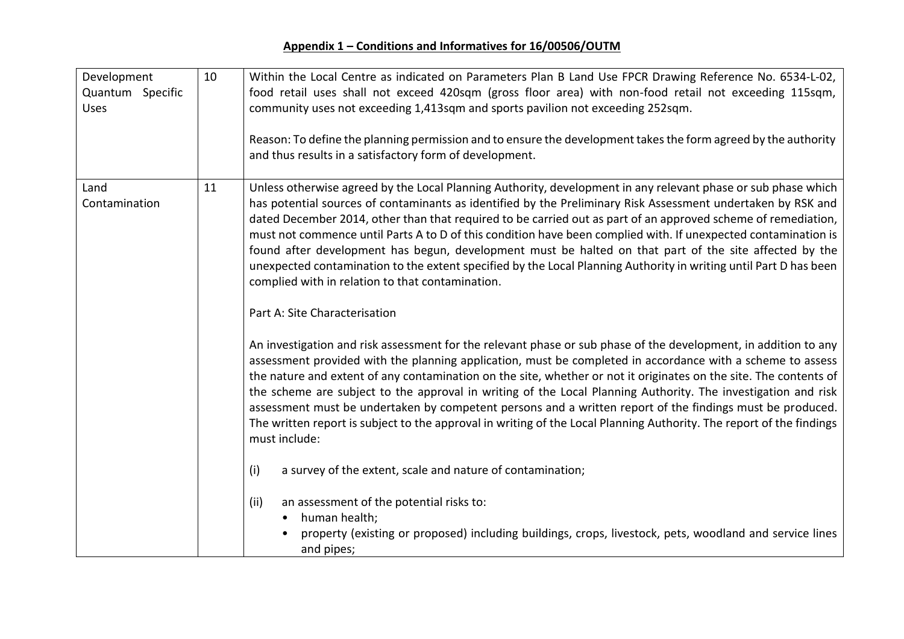## Appendix 1 – Conditions and Informatives for 16/00506/OUTM

| | | |
|---|---|---|
| Development Quantum Specific Uses | 10 | Within the Local Centre as indicated on Parameters Plan B Land Use FPCR Drawing Reference No. 6534-L-02, food retail uses shall not exceed 420sqm (gross floor area) with non-food retail not exceeding 115sqm, community uses not exceeding 1,413sqm and sports pavilion not exceeding 252sqm.<br><br>Reason: To define the planning permission and to ensure the development takes the form agreed by the authority and thus results in a satisfactory form of development. |
| Land Contamination | 11 | Unless otherwise agreed by the Local Planning Authority, development in any relevant phase or sub phase which has potential sources of contaminants as identified by the Preliminary Risk Assessment undertaken by RSK and dated December 2014, other than that required to be carried out as part of an approved scheme of remediation, must not commence until Parts A to D of this condition have been complied with. If unexpected contamination is found after development has begun, development must be halted on that part of the site affected by the unexpected contamination to the extent specified by the Local Planning Authority in writing until Part D has been complied with in relation to that contamination.<br><br>Part A: Site Characterisation<br><br>An investigation and risk assessment for the relevant phase or sub phase of the development, in addition to any assessment provided with the planning application, must be completed in accordance with a scheme to assess the nature and extent of any contamination on the site, whether or not it originates on the site. The contents of the scheme are subject to the approval in writing of the Local Planning Authority. The investigation and risk assessment must be undertaken by competent persons and a written report of the findings must be produced. The written report is subject to the approval in writing of the Local Planning Authority. The report of the findings must include:<br><br>(i) a survey of the extent, scale and nature of contamination;<br><br>(ii) an assessment of the potential risks to:<br>• human health;<br>• property (existing or proposed) including buildings, crops, livestock, pets, woodland and service lines and pipes; |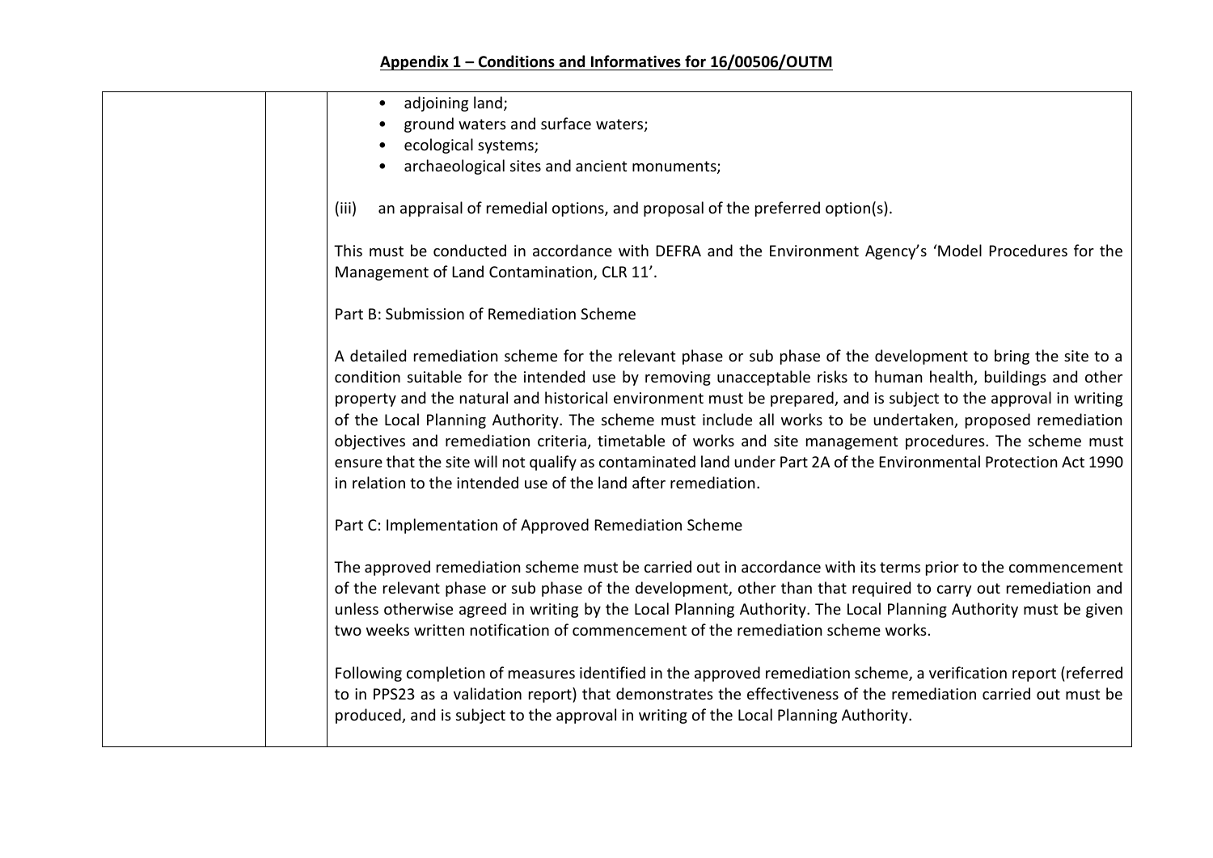## Appendix 1 – Conditions and Informatives for 16/00506/OUTM

| | | |
|---|---|---|
| | | • adjoining land;<br>• ground waters and surface waters;<br>• ecological systems;<br>• archaeological sites and ancient monuments;<br><br>(iii) an appraisal of remedial options, and proposal of the preferred option(s).<br><br>This must be conducted in accordance with DEFRA and the Environment Agency's 'Model Procedures for the Management of Land Contamination, CLR 11'.<br><br>Part B: Submission of Remediation Scheme<br><br>A detailed remediation scheme for the relevant phase or sub phase of the development to bring the site to a condition suitable for the intended use by removing unacceptable risks to human health, buildings and other property and the natural and historical environment must be prepared, and is subject to the approval in writing of the Local Planning Authority. The scheme must include all works to be undertaken, proposed remediation objectives and remediation criteria, timetable of works and site management procedures. The scheme must ensure that the site will not qualify as contaminated land under Part 2A of the Environmental Protection Act 1990 in relation to the intended use of the land after remediation.<br><br>Part C: Implementation of Approved Remediation Scheme<br><br>The approved remediation scheme must be carried out in accordance with its terms prior to the commencement of the relevant phase or sub phase of the development, other than that required to carry out remediation and unless otherwise agreed in writing by the Local Planning Authority. The Local Planning Authority must be given two weeks written notification of commencement of the remediation scheme works.<br><br>Following completion of measures identified in the approved remediation scheme, a verification report (referred to in PPS23 as a validation report) that demonstrates the effectiveness of the remediation carried out must be produced, and is subject to the approval in writing of the Local Planning Authority. |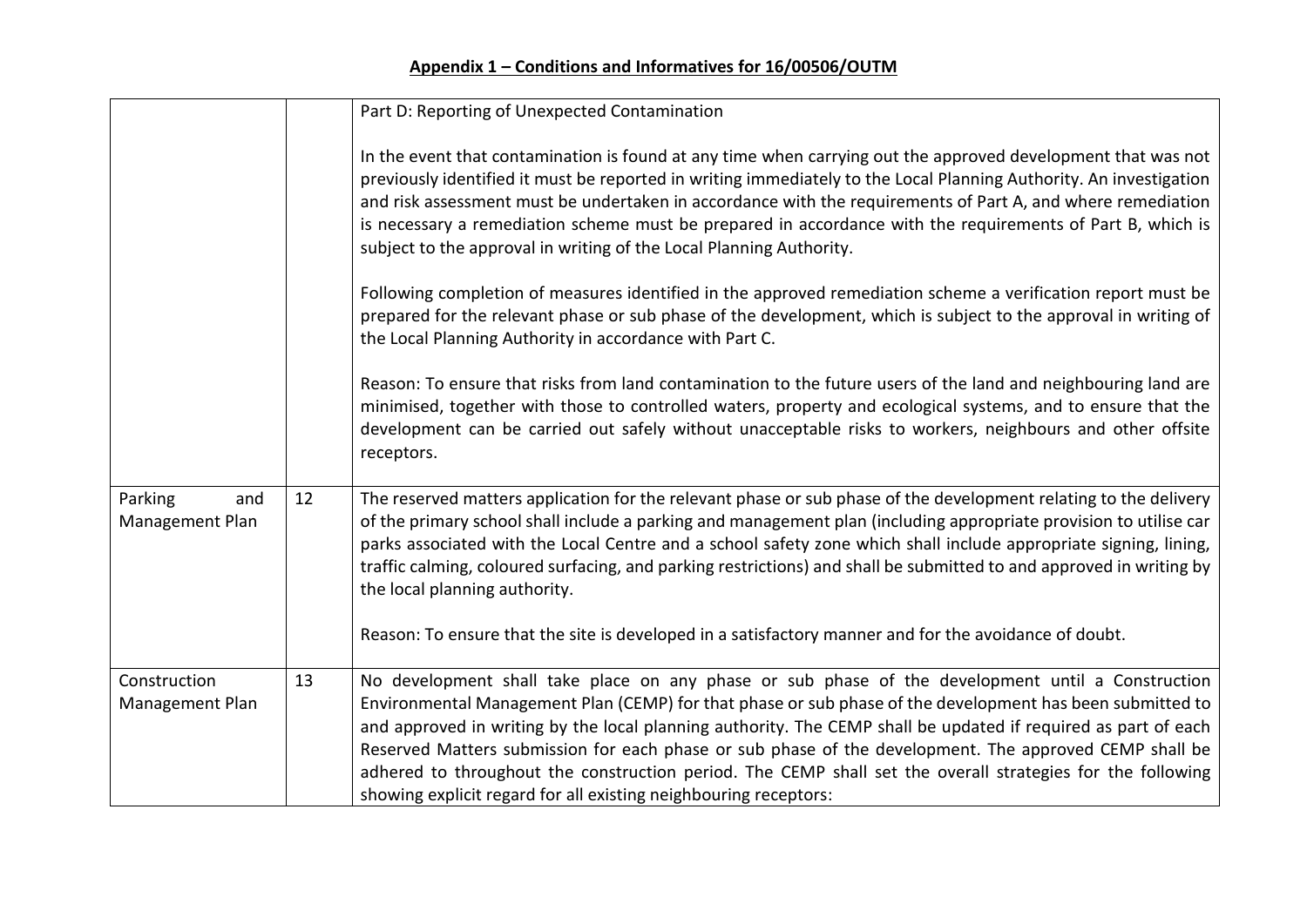## Appendix 1 – Conditions and Informatives for 16/00506/OUTM

| | | |
|---|---|---|
| | | Part D: Reporting of Unexpected Contamination<br><br>In the event that contamination is found at any time when carrying out the approved development that was not previously identified it must be reported in writing immediately to the Local Planning Authority. An investigation and risk assessment must be undertaken in accordance with the requirements of Part A, and where remediation is necessary a remediation scheme must be prepared in accordance with the requirements of Part B, which is subject to the approval in writing of the Local Planning Authority.<br><br>Following completion of measures identified in the approved remediation scheme a verification report must be prepared for the relevant phase or sub phase of the development, which is subject to the approval in writing of the Local Planning Authority in accordance with Part C.<br><br>Reason: To ensure that risks from land contamination to the future users of the land and neighbouring land are minimised, together with those to controlled waters, property and ecological systems, and to ensure that the development can be carried out safely without unacceptable risks to workers, neighbours and other offsite receptors. |
| Parking and Management Plan | 12 | The reserved matters application for the relevant phase or sub phase of the development relating to the delivery of the primary school shall include a parking and management plan (including appropriate provision to utilise car parks associated with the Local Centre and a school safety zone which shall include appropriate signing, lining, traffic calming, coloured surfacing, and parking restrictions) and shall be submitted to and approved in writing by the local planning authority.<br><br>Reason: To ensure that the site is developed in a satisfactory manner and for the avoidance of doubt. |
| Construction Management Plan | 13 | No development shall take place on any phase or sub phase of the development until a Construction Environmental Management Plan (CEMP) for that phase or sub phase of the development has been submitted to and approved in writing by the local planning authority. The CEMP shall be updated if required as part of each Reserved Matters submission for each phase or sub phase of the development. The approved CEMP shall be adhered to throughout the construction period. The CEMP shall set the overall strategies for the following showing explicit regard for all existing neighbouring receptors: |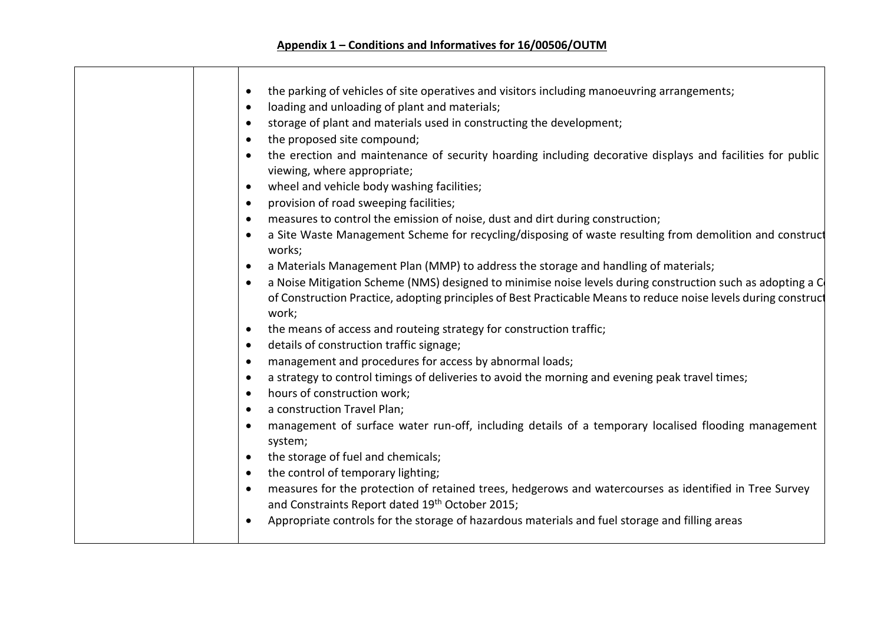## Appendix 1 – Conditions and Informatives for 16/00506/OUTM

| | | |
|---|---|---|
| | | • the parking of vehicles of site operatives and visitors including manoeuvring arrangements;<br>• loading and unloading of plant and materials;<br>• storage of plant and materials used in constructing the development;<br>• the proposed site compound;<br>• the erection and maintenance of security hoarding including decorative displays and facilities for public viewing, where appropriate;<br>• wheel and vehicle body washing facilities;<br>• provision of road sweeping facilities;<br>• measures to control the emission of noise, dust and dirt during construction;<br>• a Site Waste Management Scheme for recycling/disposing of waste resulting from demolition and construct works;<br>• a Materials Management Plan (MMP) to address the storage and handling of materials;<br>• a Noise Mitigation Scheme (NMS) designed to minimise noise levels during construction such as adopting a C of Construction Practice, adopting principles of Best Practicable Means to reduce noise levels during construct work;<br>• the means of access and routeing strategy for construction traffic;<br>• details of construction traffic signage;<br>• management and procedures for access by abnormal loads;<br>• a strategy to control timings of deliveries to avoid the morning and evening peak travel times;<br>• hours of construction work;<br>• a construction Travel Plan;<br>• management of surface water run-off, including details of a temporary localised flooding management system;<br>• the storage of fuel and chemicals;<br>• the control of temporary lighting;<br>• measures for the protection of retained trees, hedgerows and watercourses as identified in Tree Survey and Constraints Report dated 19th October 2015;<br>• Appropriate controls for the storage of hazardous materials and fuel storage and filling areas |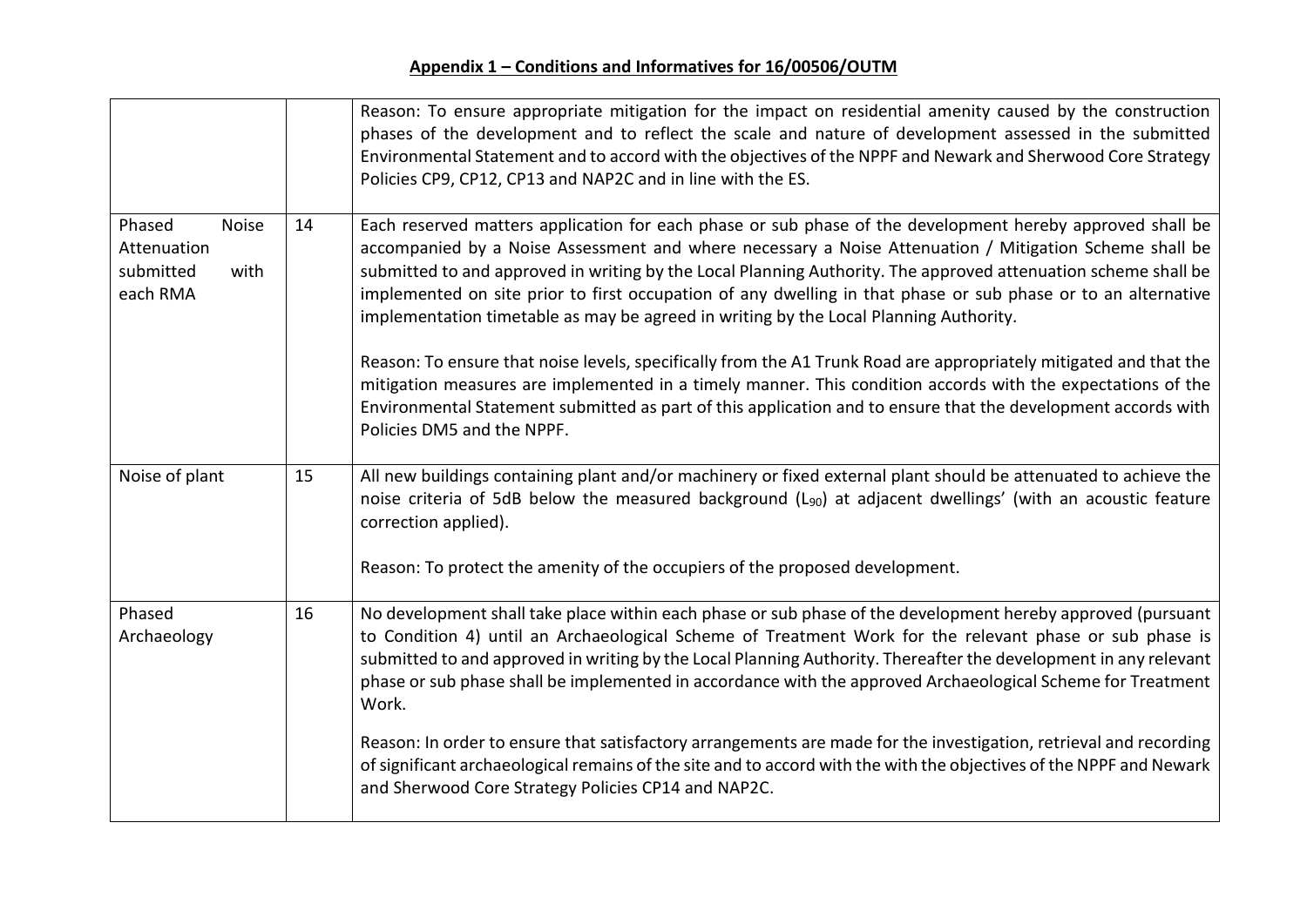## Appendix 1 – Conditions and Informatives for 16/00506/OUTM

| | | |
|---|---|---|
| | | Reason: To ensure appropriate mitigation for the impact on residential amenity caused by the construction phases of the development and to reflect the scale and nature of development assessed in the submitted Environmental Statement and to accord with the objectives of the NPPF and Newark and Sherwood Core Strategy Policies CP9, CP12, CP13 and NAP2C and in line with the ES. |
| Phased Noise Attenuation submitted with each RMA | 14 | Each reserved matters application for each phase or sub phase of the development hereby approved shall be accompanied by a Noise Assessment and where necessary a Noise Attenuation / Mitigation Scheme shall be submitted to and approved in writing by the Local Planning Authority. The approved attenuation scheme shall be implemented on site prior to first occupation of any dwelling in that phase or sub phase or to an alternative implementation timetable as may be agreed in writing by the Local Planning Authority.<br><br>Reason: To ensure that noise levels, specifically from the A1 Trunk Road are appropriately mitigated and that the mitigation measures are implemented in a timely manner. This condition accords with the expectations of the Environmental Statement submitted as part of this application and to ensure that the development accords with Policies DM5 and the NPPF. |
| Noise of plant | 15 | All new buildings containing plant and/or machinery or fixed external plant should be attenuated to achieve the noise criteria of 5dB below the measured background ($L_{90}$) at adjacent dwellings' (with an acoustic feature correction applied).<br><br>Reason: To protect the amenity of the occupiers of the proposed development. |
| Phased Archaeology | 16 | No development shall take place within each phase or sub phase of the development hereby approved (pursuant to Condition 4) until an Archaeological Scheme of Treatment Work for the relevant phase or sub phase is submitted to and approved in writing by the Local Planning Authority. Thereafter the development in any relevant phase or sub phase shall be implemented in accordance with the approved Archaeological Scheme for Treatment Work.<br><br>Reason: In order to ensure that satisfactory arrangements are made for the investigation, retrieval and recording of significant archaeological remains of the site and to accord with the with the objectives of the NPPF and Newark and Sherwood Core Strategy Policies CP14 and NAP2C. |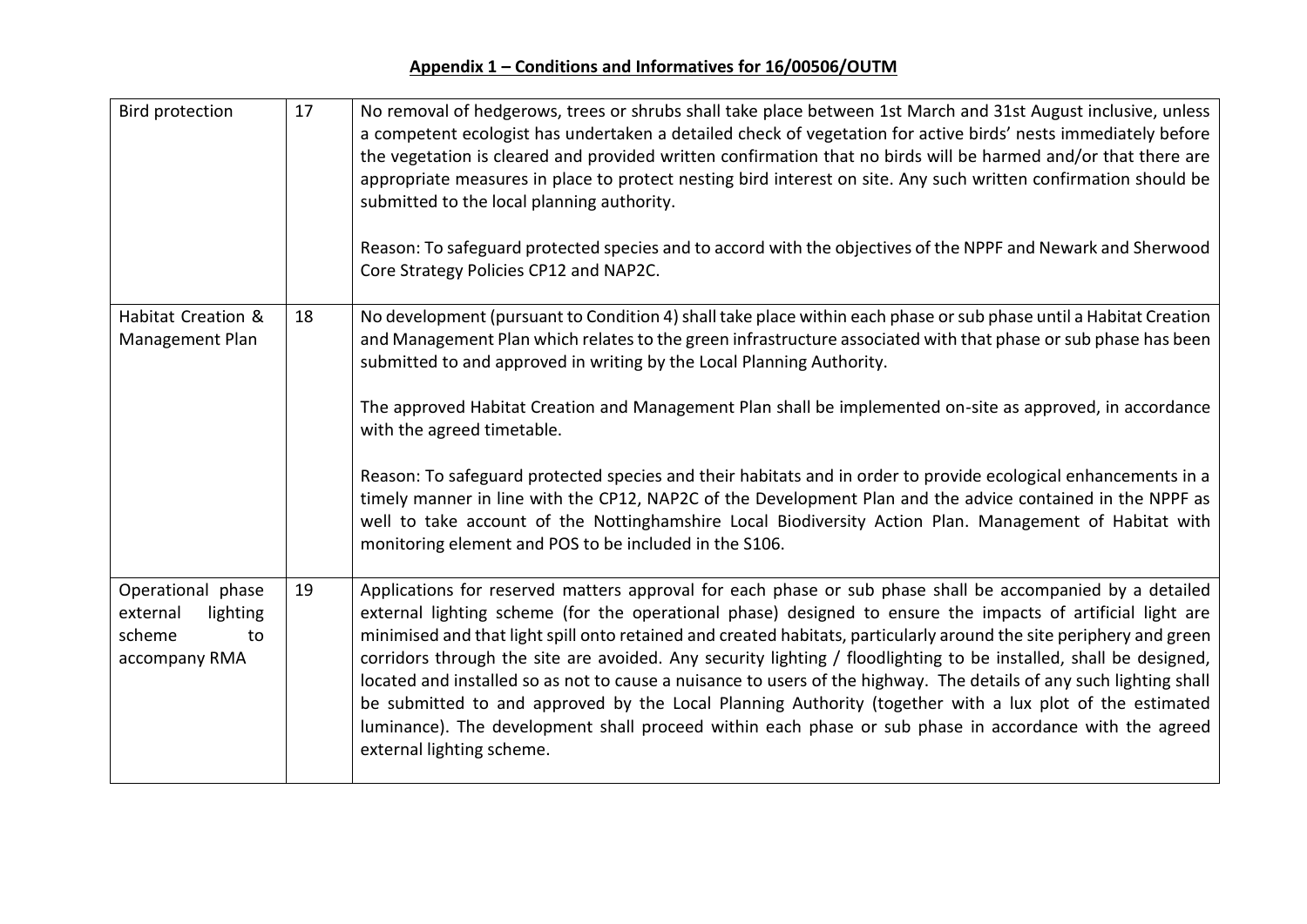**Appendix 1 – Conditions and Informatives for 16/00506/OUTM**

| | | |
|---|---|---|
| Bird protection | 17 | No removal of hedgerows, trees or shrubs shall take place between 1st March and 31st August inclusive, unless a competent ecologist has undertaken a detailed check of vegetation for active birds' nests immediately before the vegetation is cleared and provided written confirmation that no birds will be harmed and/or that there are appropriate measures in place to protect nesting bird interest on site. Any such written confirmation should be submitted to the local planning authority.<br><br>Reason: To safeguard protected species and to accord with the objectives of the NPPF and Newark and Sherwood Core Strategy Policies CP12 and NAP2C. |
| Habitat Creation & Management Plan | 18 | No development (pursuant to Condition 4) shall take place within each phase or sub phase until a Habitat Creation and Management Plan which relates to the green infrastructure associated with that phase or sub phase has been submitted to and approved in writing by the Local Planning Authority.<br><br>The approved Habitat Creation and Management Plan shall be implemented on-site as approved, in accordance with the agreed timetable.<br><br>Reason: To safeguard protected species and their habitats and in order to provide ecological enhancements in a timely manner in line with the CP12, NAP2C of the Development Plan and the advice contained in the NPPF as well to take account of the Nottinghamshire Local Biodiversity Action Plan. Management of Habitat with monitoring element and POS to be included in the S106. |
| Operational phase external lighting scheme to accompany RMA | 19 | Applications for reserved matters approval for each phase or sub phase shall be accompanied by a detailed external lighting scheme (for the operational phase) designed to ensure the impacts of artificial light are minimised and that light spill onto retained and created habitats, particularly around the site periphery and green corridors through the site are avoided. Any security lighting / floodlighting to be installed, shall be designed, located and installed so as not to cause a nuisance to users of the highway. The details of any such lighting shall be submitted to and approved by the Local Planning Authority (together with a lux plot of the estimated luminance). The development shall proceed within each phase or sub phase in accordance with the agreed external lighting scheme. |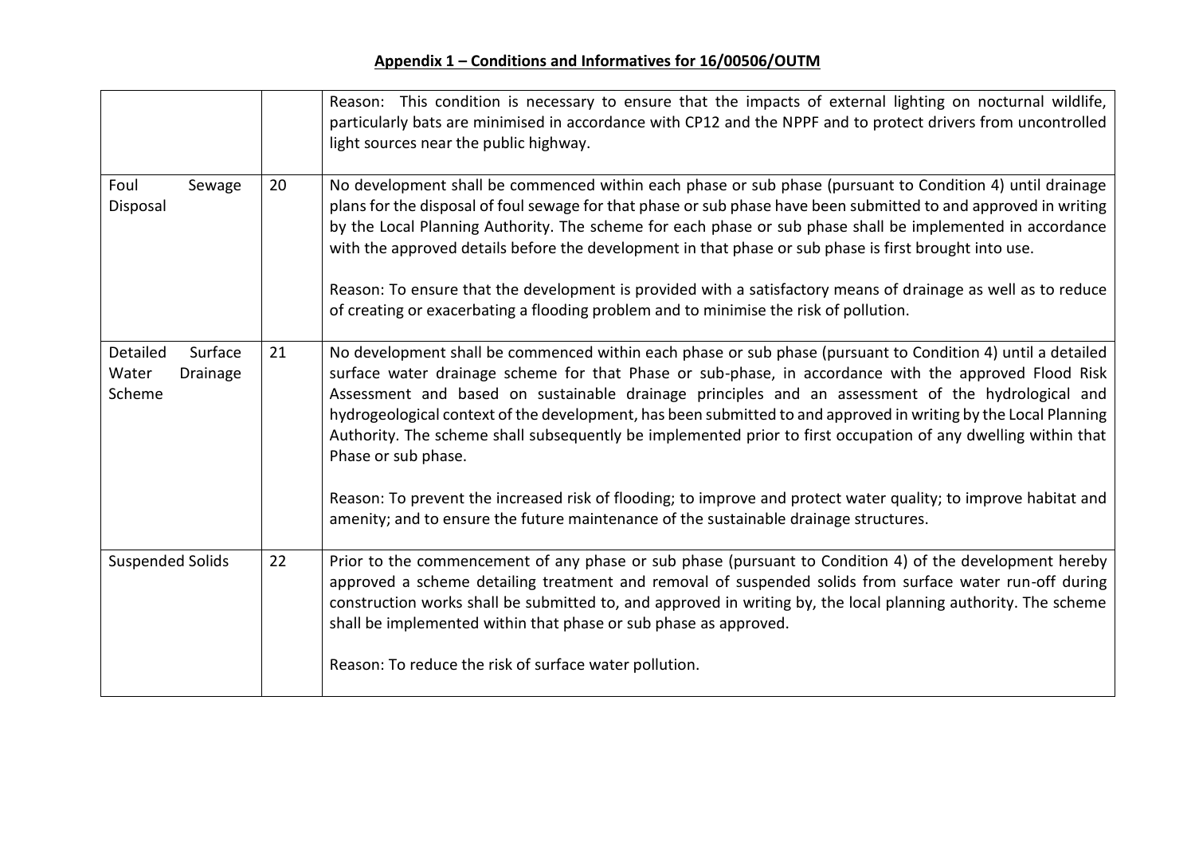**Appendix 1 – Conditions and Informatives for 16/00506/OUTM**

| | | |
|---|---|---|
| | | Reason: This condition is necessary to ensure that the impacts of external lighting on nocturnal wildlife, particularly bats are minimised in accordance with CP12 and the NPPF and to protect drivers from uncontrolled light sources near the public highway. |
| Foul Sewage Disposal | 20 | No development shall be commenced within each phase or sub phase (pursuant to Condition 4) until drainage plans for the disposal of foul sewage for that phase or sub phase have been submitted to and approved in writing by the Local Planning Authority. The scheme for each phase or sub phase shall be implemented in accordance with the approved details before the development in that phase or sub phase is first brought into use.<br><br>Reason: To ensure that the development is provided with a satisfactory means of drainage as well as to reduce of creating or exacerbating a flooding problem and to minimise the risk of pollution. |
| Detailed Surface Water Drainage Scheme | 21 | No development shall be commenced within each phase or sub phase (pursuant to Condition 4) until a detailed surface water drainage scheme for that Phase or sub-phase, in accordance with the approved Flood Risk Assessment and based on sustainable drainage principles and an assessment of the hydrological and hydrogeological context of the development, has been submitted to and approved in writing by the Local Planning Authority. The scheme shall subsequently be implemented prior to first occupation of any dwelling within that Phase or sub phase.<br><br>Reason: To prevent the increased risk of flooding; to improve and protect water quality; to improve habitat and amenity; and to ensure the future maintenance of the sustainable drainage structures. |
| Suspended Solids | 22 | Prior to the commencement of any phase or sub phase (pursuant to Condition 4) of the development hereby approved a scheme detailing treatment and removal of suspended solids from surface water run-off during construction works shall be submitted to, and approved in writing by, the local planning authority. The scheme shall be implemented within that phase or sub phase as approved.<br><br>Reason: To reduce the risk of surface water pollution. |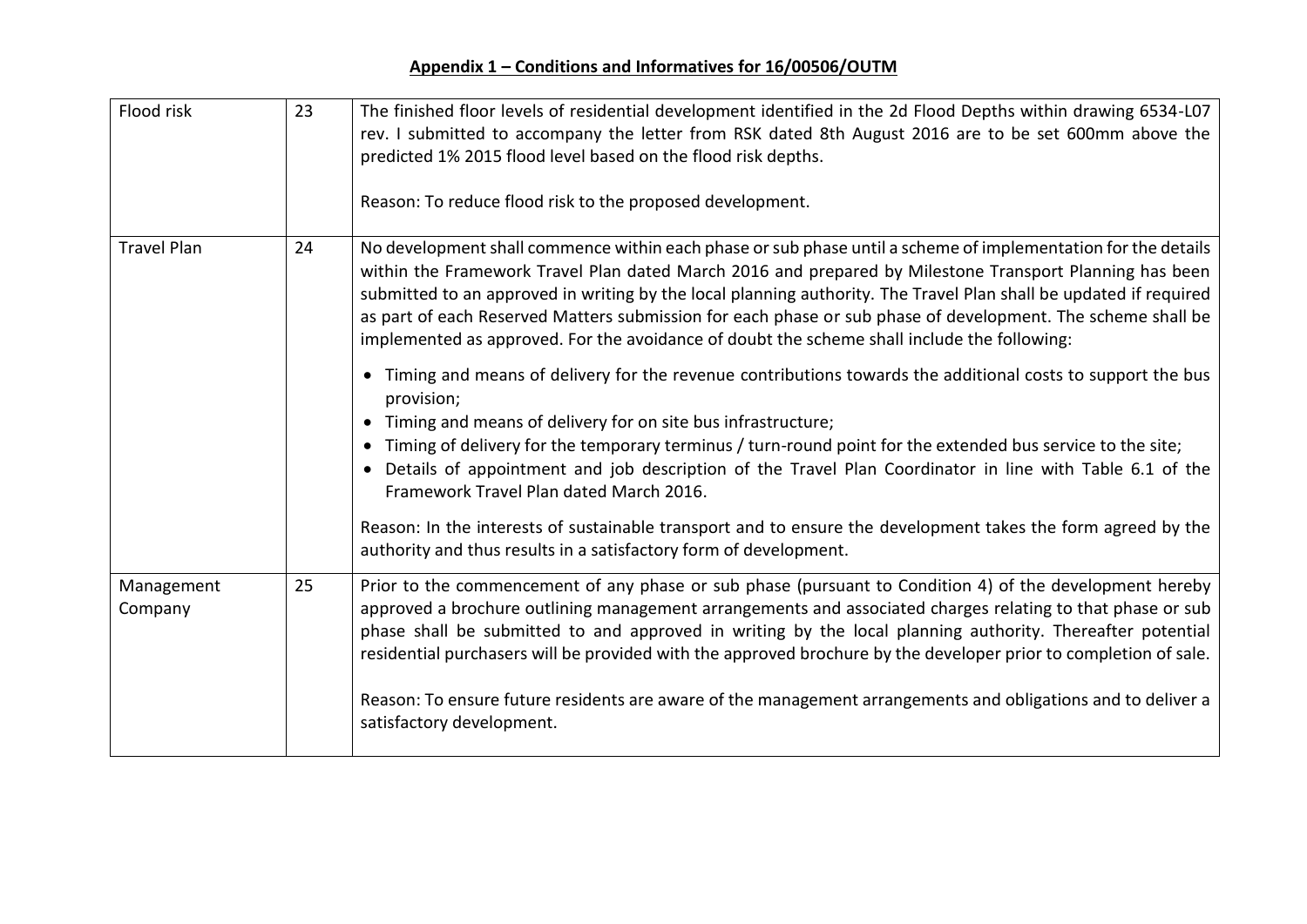**Appendix 1 – Conditions and Informatives for 16/00506/OUTM**

| | | |
|---|---|---|
| Flood risk | 23 | The finished floor levels of residential development identified in the 2d Flood Depths within drawing 6534-L07 rev. I submitted to accompany the letter from RSK dated 8th August 2016 are to be set 600mm above the predicted 1% 2015 flood level based on the flood risk depths.<br><br>Reason: To reduce flood risk to the proposed development. |
| Travel Plan | 24 | No development shall commence within each phase or sub phase until a scheme of implementation for the details within the Framework Travel Plan dated March 2016 and prepared by Milestone Transport Planning has been submitted to an approved in writing by the local planning authority. The Travel Plan shall be updated if required as part of each Reserved Matters submission for each phase or sub phase of development. The scheme shall be implemented as approved. For the avoidance of doubt the scheme shall include the following:<br><br>• Timing and means of delivery for the revenue contributions towards the additional costs to support the bus provision;<br>• Timing and means of delivery for on site bus infrastructure;<br>• Timing of delivery for the temporary terminus / turn-round point for the extended bus service to the site;<br>• Details of appointment and job description of the Travel Plan Coordinator in line with Table 6.1 of the Framework Travel Plan dated March 2016.<br><br>Reason: In the interests of sustainable transport and to ensure the development takes the form agreed by the authority and thus results in a satisfactory form of development. |
| Management Company | 25 | Prior to the commencement of any phase or sub phase (pursuant to Condition 4) of the development hereby approved a brochure outlining management arrangements and associated charges relating to that phase or sub phase shall be submitted to and approved in writing by the local planning authority. Thereafter potential residential purchasers will be provided with the approved brochure by the developer prior to completion of sale.<br><br>Reason: To ensure future residents are aware of the management arrangements and obligations and to deliver a satisfactory development. |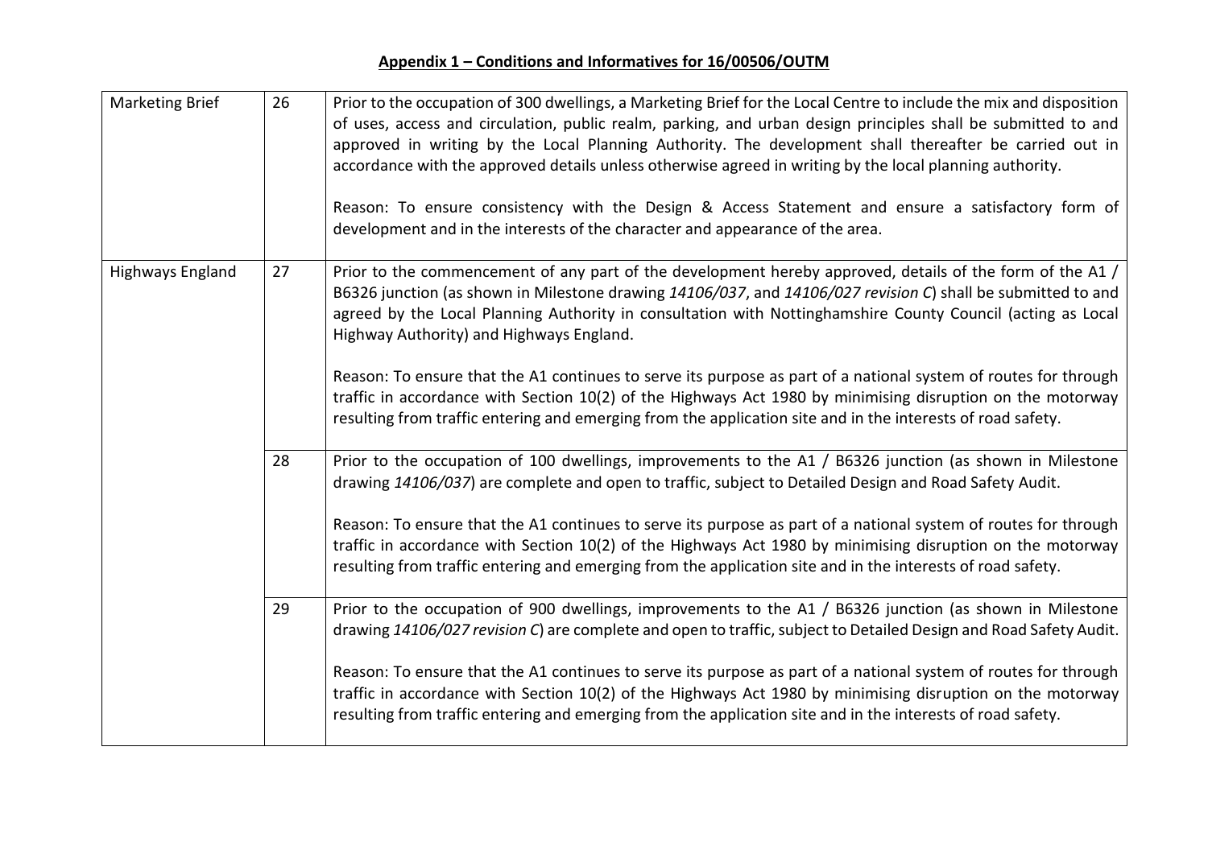**Appendix 1 – Conditions and Informatives for 16/00506/OUTM**

| | | |
|---|---|---|
| Marketing Brief | 26 | Prior to the occupation of 300 dwellings, a Marketing Brief for the Local Centre to include the mix and disposition of uses, access and circulation, public realm, parking, and urban design principles shall be submitted to and approved in writing by the Local Planning Authority. The development shall thereafter be carried out in accordance with the approved details unless otherwise agreed in writing by the local planning authority.<br><br>Reason: To ensure consistency with the Design & Access Statement and ensure a satisfactory form of development and in the interests of the character and appearance of the area. |
| Highways England | 27 | Prior to the commencement of any part of the development hereby approved, details of the form of the A1 / B6326 junction (as shown in Milestone drawing *14106/037*, and *14106/027 revision C*) shall be submitted to and agreed by the Local Planning Authority in consultation with Nottinghamshire County Council (acting as Local Highway Authority) and Highways England.<br><br>Reason: To ensure that the A1 continues to serve its purpose as part of a national system of routes for through traffic in accordance with Section 10(2) of the Highways Act 1980 by minimising disruption on the motorway resulting from traffic entering and emerging from the application site and in the interests of road safety. |
| | 28 | Prior to the occupation of 100 dwellings, improvements to the A1 / B6326 junction (as shown in Milestone drawing *14106/037*) are complete and open to traffic, subject to Detailed Design and Road Safety Audit.<br><br>Reason: To ensure that the A1 continues to serve its purpose as part of a national system of routes for through traffic in accordance with Section 10(2) of the Highways Act 1980 by minimising disruption on the motorway resulting from traffic entering and emerging from the application site and in the interests of road safety. |
| | 29 | Prior to the occupation of 900 dwellings, improvements to the A1 / B6326 junction (as shown in Milestone drawing *14106/027 revision C*) are complete and open to traffic, subject to Detailed Design and Road Safety Audit.<br><br>Reason: To ensure that the A1 continues to serve its purpose as part of a national system of routes for through traffic in accordance with Section 10(2) of the Highways Act 1980 by minimising disruption on the motorway resulting from traffic entering and emerging from the application site and in the interests of road safety. |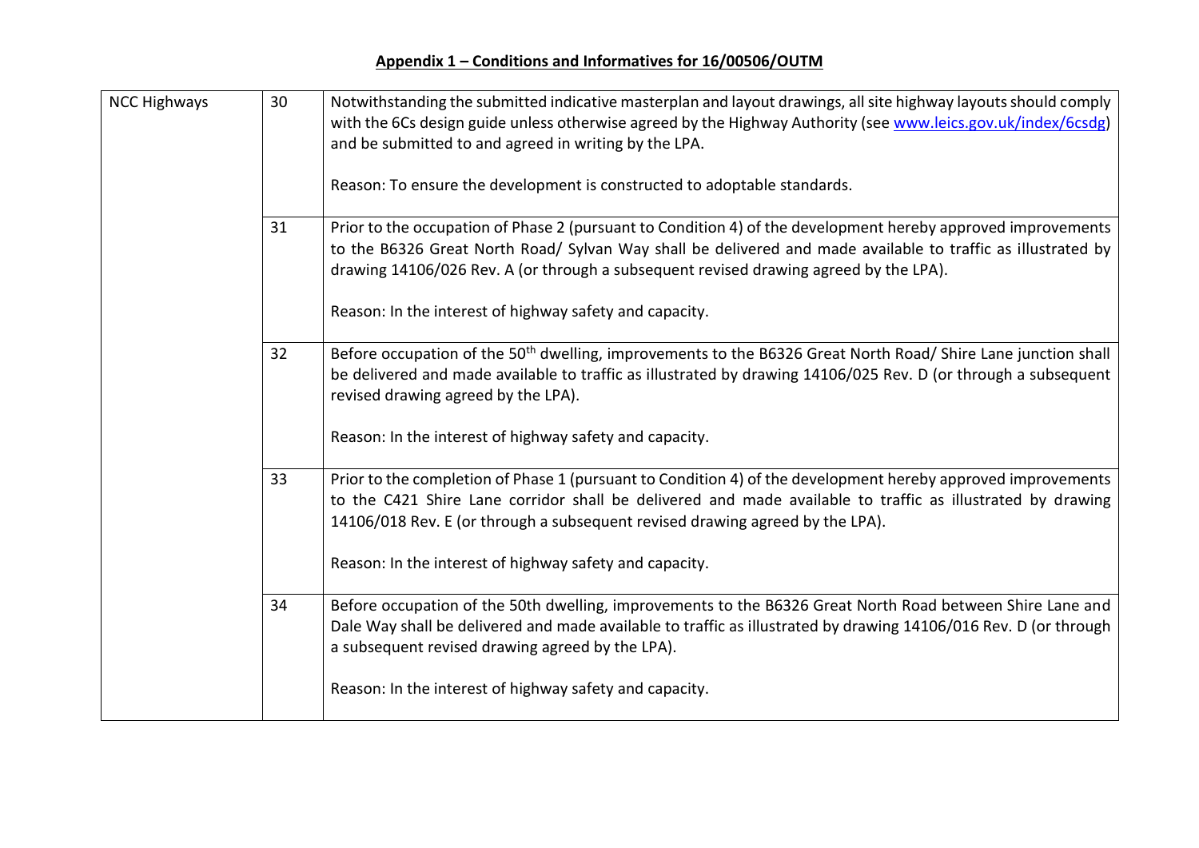## Appendix 1 – Conditions and Informatives for 16/00506/OUTM

| | | |
|---|---|---|
| NCC Highways | 30 | Notwithstanding the submitted indicative masterplan and layout drawings, all site highway layouts should comply with the 6Cs design guide unless otherwise agreed by the Highway Authority (see www.leics.gov.uk/index/6csdg) and be submitted to and agreed in writing by the LPA.<br><br>Reason: To ensure the development is constructed to adoptable standards. |
| | 31 | Prior to the occupation of Phase 2 (pursuant to Condition 4) of the development hereby approved improvements to the B6326 Great North Road/ Sylvan Way shall be delivered and made available to traffic as illustrated by drawing 14106/026 Rev. A (or through a subsequent revised drawing agreed by the LPA).<br><br>Reason: In the interest of highway safety and capacity. |
| | 32 | Before occupation of the 50th dwelling, improvements to the B6326 Great North Road/ Shire Lane junction shall be delivered and made available to traffic as illustrated by drawing 14106/025 Rev. D (or through a subsequent revised drawing agreed by the LPA).<br><br>Reason: In the interest of highway safety and capacity. |
| | 33 | Prior to the completion of Phase 1 (pursuant to Condition 4) of the development hereby approved improvements to the C421 Shire Lane corridor shall be delivered and made available to traffic as illustrated by drawing 14106/018 Rev. E (or through a subsequent revised drawing agreed by the LPA).<br><br>Reason: In the interest of highway safety and capacity. |
| | 34 | Before occupation of the 50th dwelling, improvements to the B6326 Great North Road between Shire Lane and Dale Way shall be delivered and made available to traffic as illustrated by drawing 14106/016 Rev. D (or through a subsequent revised drawing agreed by the LPA).<br><br>Reason: In the interest of highway safety and capacity. |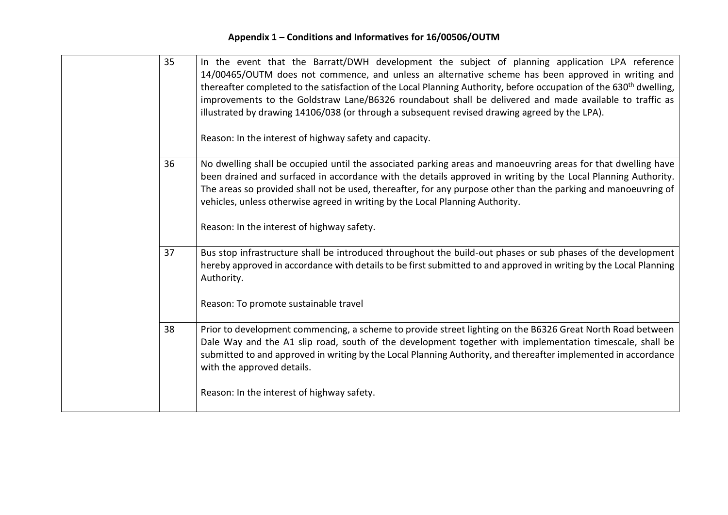**Appendix 1 – Conditions and Informatives for 16/00506/OUTM**

| | | |
|---|---|---|
| | 35 | In the event that the Barratt/DWH development the subject of planning application LPA reference 14/00465/OUTM does not commence, and unless an alternative scheme has been approved in writing and thereafter completed to the satisfaction of the Local Planning Authority, before occupation of the 630th dwelling, improvements to the Goldstraw Lane/B6326 roundabout shall be delivered and made available to traffic as illustrated by drawing 14106/038 (or through a subsequent revised drawing agreed by the LPA).<br><br>Reason: In the interest of highway safety and capacity. |
| | 36 | No dwelling shall be occupied until the associated parking areas and manoeuvring areas for that dwelling have been drained and surfaced in accordance with the details approved in writing by the Local Planning Authority. The areas so provided shall not be used, thereafter, for any purpose other than the parking and manoeuvring of vehicles, unless otherwise agreed in writing by the Local Planning Authority.<br><br>Reason: In the interest of highway safety. |
| | 37 | Bus stop infrastructure shall be introduced throughout the build-out phases or sub phases of the development hereby approved in accordance with details to be first submitted to and approved in writing by the Local Planning Authority.<br><br>Reason: To promote sustainable travel |
| | 38 | Prior to development commencing, a scheme to provide street lighting on the B6326 Great North Road between Dale Way and the A1 slip road, south of the development together with implementation timescale, shall be submitted to and approved in writing by the Local Planning Authority, and thereafter implemented in accordance with the approved details.<br><br>Reason: In the interest of highway safety. |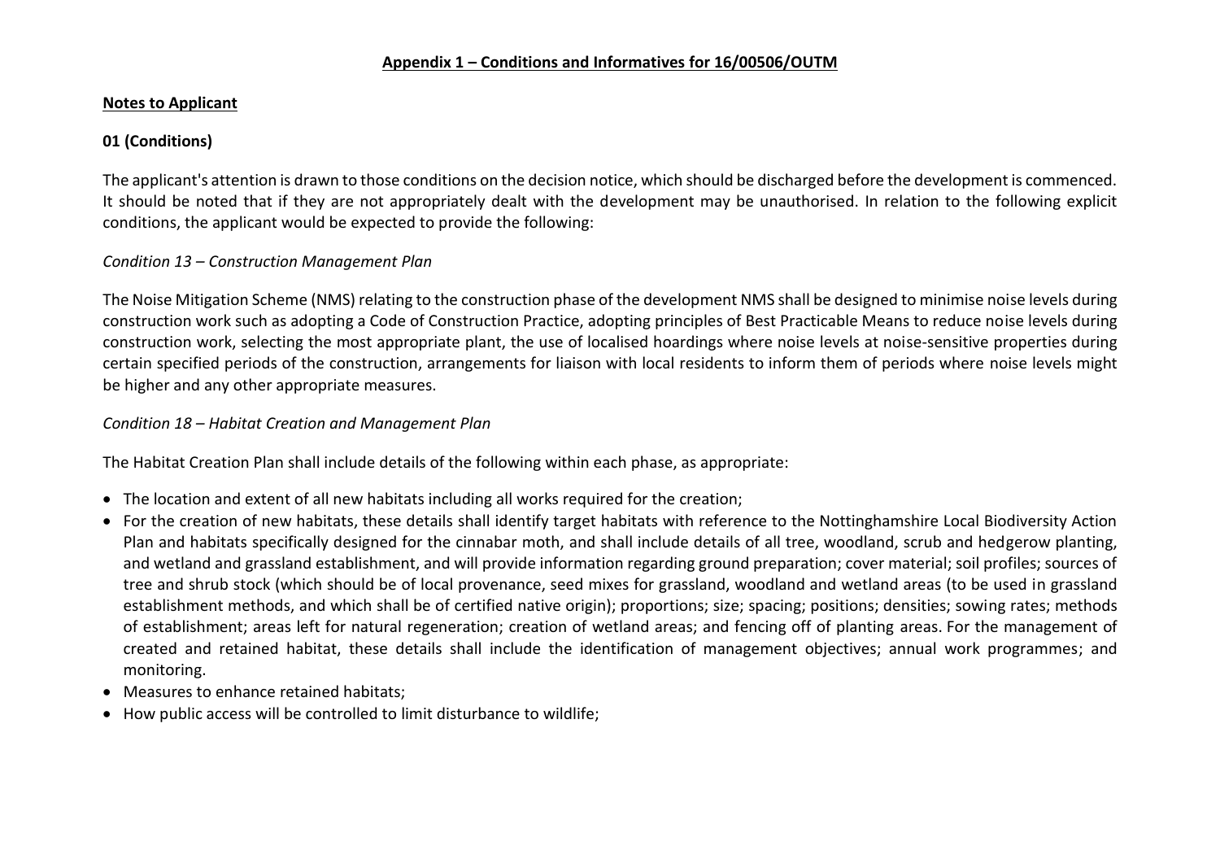**Appendix 1 – Conditions and Informatives for 16/00506/OUTM**

**Notes to Applicant**

**01 (Conditions)**

The applicant's attention is drawn to those conditions on the decision notice, which should be discharged before the development is commenced. It should be noted that if they are not appropriately dealt with the development may be unauthorised. In relation to the following explicit conditions, the applicant would be expected to provide the following:

*Condition 13 – Construction Management Plan*

The Noise Mitigation Scheme (NMS) relating to the construction phase of the development NMS shall be designed to minimise noise levels during construction work such as adopting a Code of Construction Practice, adopting principles of Best Practicable Means to reduce noise levels during construction work, selecting the most appropriate plant, the use of localised hoardings where noise levels at noise-sensitive properties during certain specified periods of the construction, arrangements for liaison with local residents to inform them of periods where noise levels might be higher and any other appropriate measures.

*Condition 18 – Habitat Creation and Management Plan*

The Habitat Creation Plan shall include details of the following within each phase, as appropriate:

- The location and extent of all new habitats including all works required for the creation;
- For the creation of new habitats, these details shall identify target habitats with reference to the Nottinghamshire Local Biodiversity Action Plan and habitats specifically designed for the cinnabar moth, and shall include details of all tree, woodland, scrub and hedgerow planting, and wetland and grassland establishment, and will provide information regarding ground preparation; cover material; soil profiles; sources of tree and shrub stock (which should be of local provenance, seed mixes for grassland, woodland and wetland areas (to be used in grassland establishment methods, and which shall be of certified native origin); proportions; size; spacing; positions; densities; sowing rates; methods of establishment; areas left for natural regeneration; creation of wetland areas; and fencing off of planting areas. For the management of created and retained habitat, these details shall include the identification of management objectives; annual work programmes; and monitoring.
- Measures to enhance retained habitats;
- How public access will be controlled to limit disturbance to wildlife;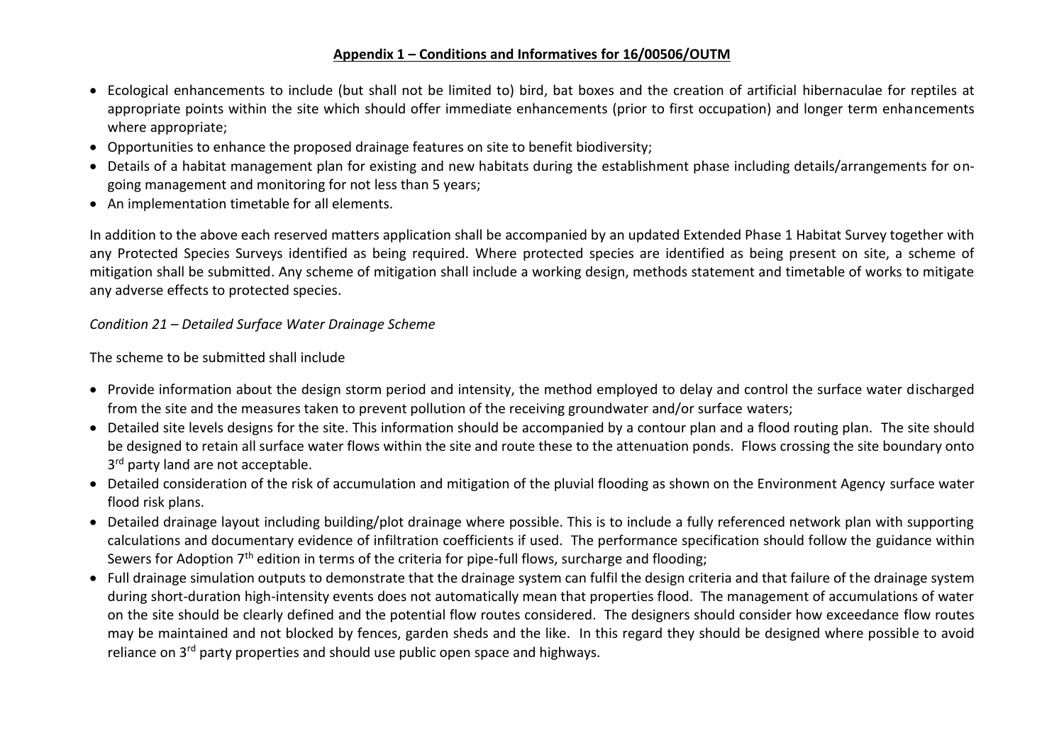## Appendix 1 – Conditions and Informatives for 16/00506/OUTM

- Ecological enhancements to include (but shall not be limited to) bird, bat boxes and the creation of artificial hibernaculae for reptiles at appropriate points within the site which should offer immediate enhancements (prior to first occupation) and longer term enhancements where appropriate;
- Opportunities to enhance the proposed drainage features on site to benefit biodiversity;
- Details of a habitat management plan for existing and new habitats during the establishment phase including details/arrangements for on-going management and monitoring for not less than 5 years;
- An implementation timetable for all elements.

In addition to the above each reserved matters application shall be accompanied by an updated Extended Phase 1 Habitat Survey together with any Protected Species Surveys identified as being required. Where protected species are identified as being present on site, a scheme of mitigation shall be submitted. Any scheme of mitigation shall include a working design, methods statement and timetable of works to mitigate any adverse effects to protected species.

*Condition 21 – Detailed Surface Water Drainage Scheme*

The scheme to be submitted shall include

- Provide information about the design storm period and intensity, the method employed to delay and control the surface water discharged from the site and the measures taken to prevent pollution of the receiving groundwater and/or surface waters;
- Detailed site levels designs for the site. This information should be accompanied by a contour plan and a flood routing plan. The site should be designed to retain all surface water flows within the site and route these to the attenuation ponds. Flows crossing the site boundary onto 3rd party land are not acceptable.
- Detailed consideration of the risk of accumulation and mitigation of the pluvial flooding as shown on the Environment Agency surface water flood risk plans.
- Detailed drainage layout including building/plot drainage where possible. This is to include a fully referenced network plan with supporting calculations and documentary evidence of infiltration coefficients if used. The performance specification should follow the guidance within Sewers for Adoption 7th edition in terms of the criteria for pipe-full flows, surcharge and flooding;
- Full drainage simulation outputs to demonstrate that the drainage system can fulfil the design criteria and that failure of the drainage system during short-duration high-intensity events does not automatically mean that properties flood. The management of accumulations of water on the site should be clearly defined and the potential flow routes considered. The designers should consider how exceedance flow routes may be maintained and not blocked by fences, garden sheds and the like. In this regard they should be designed where possible to avoid reliance on 3rd party properties and should use public open space and highways.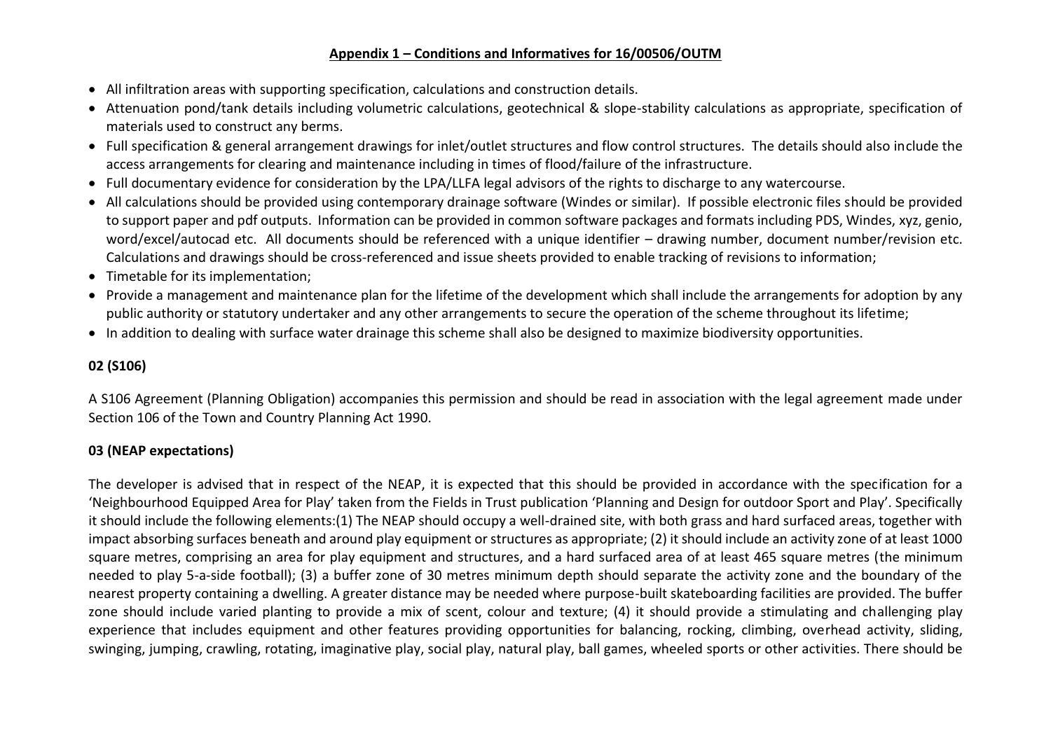**Appendix 1 – Conditions and Informatives for 16/00506/OUTM**

- All infiltration areas with supporting specification, calculations and construction details.
- Attenuation pond/tank details including volumetric calculations, geotechnical & slope-stability calculations as appropriate, specification of materials used to construct any berms.
- Full specification & general arrangement drawings for inlet/outlet structures and flow control structures. The details should also include the access arrangements for clearing and maintenance including in times of flood/failure of the infrastructure.
- Full documentary evidence for consideration by the LPA/LLFA legal advisors of the rights to discharge to any watercourse.
- All calculations should be provided using contemporary drainage software (Windes or similar). If possible electronic files should be provided to support paper and pdf outputs. Information can be provided in common software packages and formats including PDS, Windes, xyz, genio, word/excel/autocad etc. All documents should be referenced with a unique identifier – drawing number, document number/revision etc. Calculations and drawings should be cross-referenced and issue sheets provided to enable tracking of revisions to information;
- Timetable for its implementation;
- Provide a management and maintenance plan for the lifetime of the development which shall include the arrangements for adoption by any public authority or statutory undertaker and any other arrangements to secure the operation of the scheme throughout its lifetime;
- In addition to dealing with surface water drainage this scheme shall also be designed to maximize biodiversity opportunities.

**02 (S106)**

A S106 Agreement (Planning Obligation) accompanies this permission and should be read in association with the legal agreement made under Section 106 of the Town and Country Planning Act 1990.

**03 (NEAP expectations)**

The developer is advised that in respect of the NEAP, it is expected that this should be provided in accordance with the specification for a 'Neighbourhood Equipped Area for Play' taken from the Fields in Trust publication 'Planning and Design for outdoor Sport and Play'. Specifically it should include the following elements:(1) The NEAP should occupy a well-drained site, with both grass and hard surfaced areas, together with impact absorbing surfaces beneath and around play equipment or structures as appropriate; (2) it should include an activity zone of at least 1000 square metres, comprising an area for play equipment and structures, and a hard surfaced area of at least 465 square metres (the minimum needed to play 5-a-side football); (3) a buffer zone of 30 metres minimum depth should separate the activity zone and the boundary of the nearest property containing a dwelling. A greater distance may be needed where purpose-built skateboarding facilities are provided. The buffer zone should include varied planting to provide a mix of scent, colour and texture; (4) it should provide a stimulating and challenging play experience that includes equipment and other features providing opportunities for balancing, rocking, climbing, overhead activity, sliding, swinging, jumping, crawling, rotating, imaginative play, social play, natural play, ball games, wheeled sports or other activities. There should be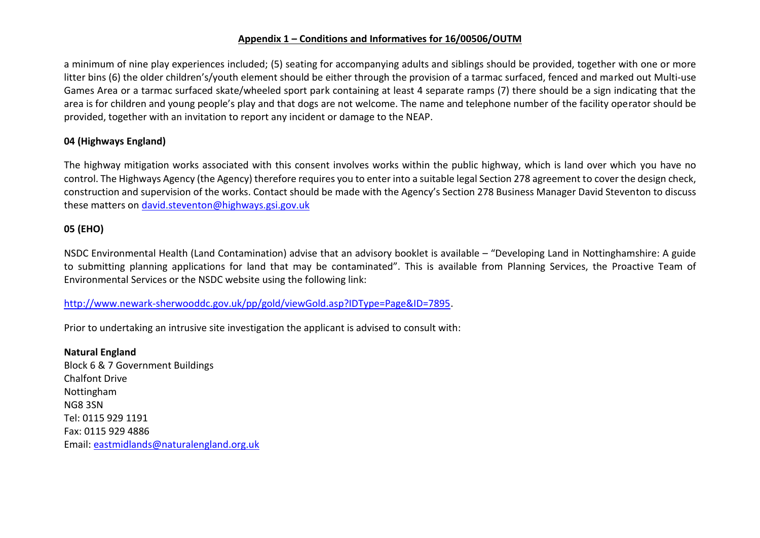a minimum of nine play experiences included; (5) seating for accompanying adults and siblings should be provided, together with one or more litter bins (6) the older children's/youth element should be either through the provision of a tarmac surfaced, fenced and marked out Multi-use Games Area or a tarmac surfaced skate/wheeled sport park containing at least 4 separate ramps (7) there should be a sign indicating that the area is for children and young people's play and that dogs are not welcome. The name and telephone number of the facility operator should be provided, together with an invitation to report any incident or damage to the NEAP.

**04 (Highways England)**

The highway mitigation works associated with this consent involves works within the public highway, which is land over which you have no control. The Highways Agency (the Agency) therefore requires you to enter into a suitable legal Section 278 agreement to cover the design check, construction and supervision of the works. Contact should be made with the Agency's Section 278 Business Manager David Steventon to discuss these matters on david.steventon@highways.gsi.gov.uk

**05 (EHO)**

NSDC Environmental Health (Land Contamination) advise that an advisory booklet is available – "Developing Land in Nottinghamshire: A guide to submitting planning applications for land that may be contaminated". This is available from Planning Services, the Proactive Team of Environmental Services or the NSDC website using the following link:

http://www.newark-sherwooddc.gov.uk/pp/gold/viewGold.asp?IDType=Page&ID=7895.

Prior to undertaking an intrusive site investigation the applicant is advised to consult with:

**Natural England**
Block 6 & 7 Government Buildings
Chalfont Drive
Nottingham
NG8 3SN
Tel: 0115 929 1191
Fax: 0115 929 4886
Email: eastmidlands@naturalengland.org.uk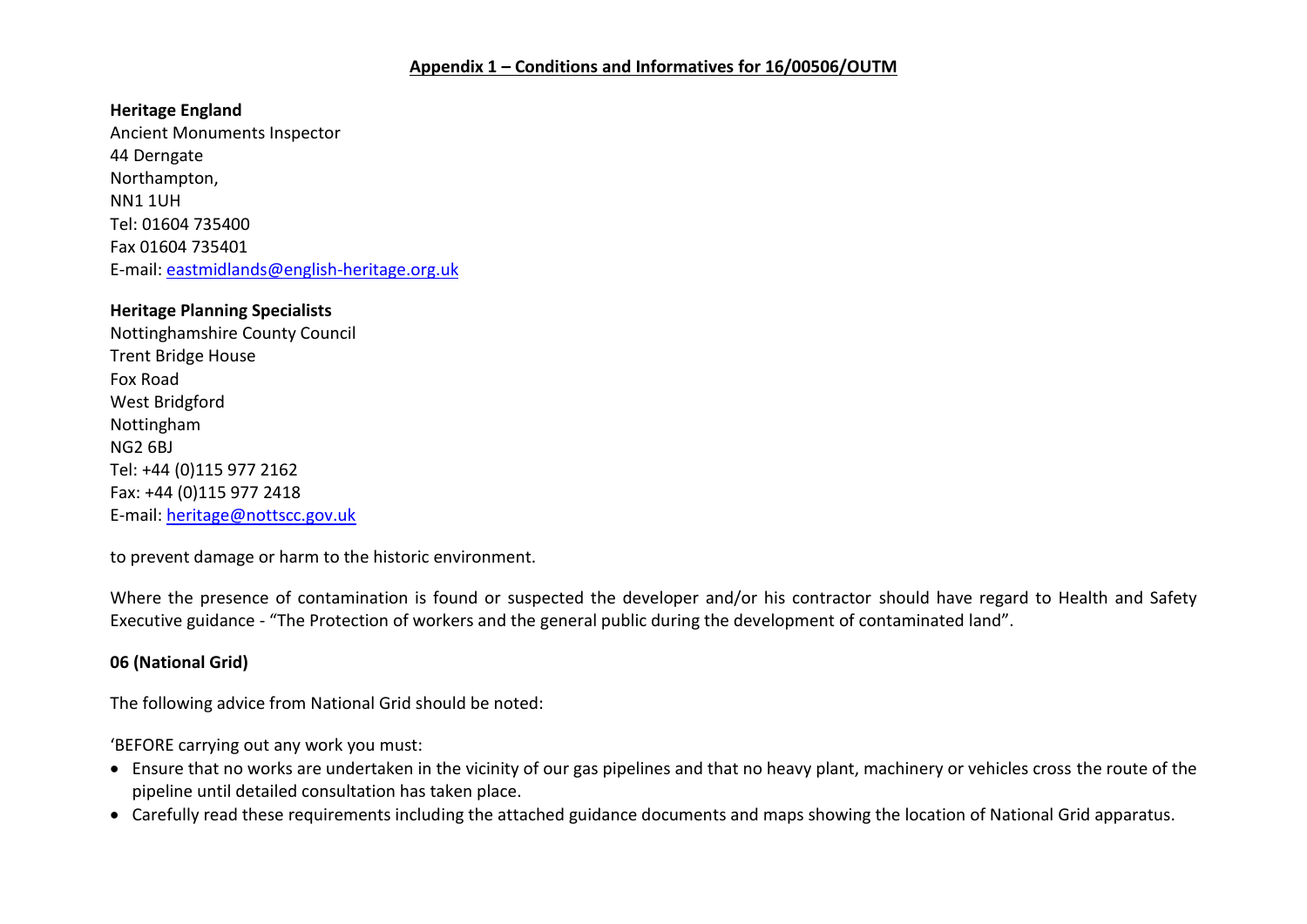**Appendix 1 – Conditions and Informatives for 16/00506/OUTM**

**Heritage England**
Ancient Monuments Inspector
44 Derngate
Northampton,
NN1 1UH
Tel: 01604 735400
Fax 01604 735401
E-mail: eastmidlands@english-heritage.org.uk

**Heritage Planning Specialists**
Nottinghamshire County Council
Trent Bridge House
Fox Road
West Bridgford
Nottingham
NG2 6BJ
Tel: +44 (0)115 977 2162
Fax: +44 (0)115 977 2418
E-mail: heritage@nottscc.gov.uk

to prevent damage or harm to the historic environment.

Where the presence of contamination is found or suspected the developer and/or his contractor should have regard to Health and Safety Executive guidance - "The Protection of workers and the general public during the development of contaminated land".

**06 (National Grid)**

The following advice from National Grid should be noted:

'BEFORE carrying out any work you must:

- Ensure that no works are undertaken in the vicinity of our gas pipelines and that no heavy plant, machinery or vehicles cross the route of the pipeline until detailed consultation has taken place.
- Carefully read these requirements including the attached guidance documents and maps showing the location of National Grid apparatus.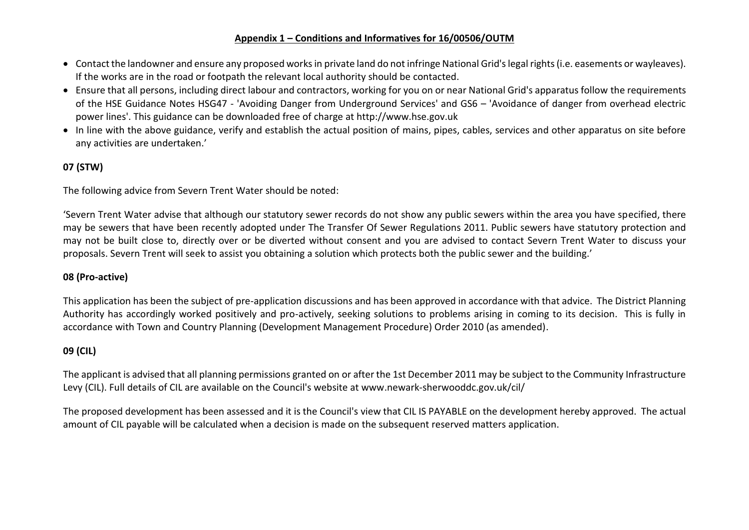## Appendix 1 – Conditions and Informatives for 16/00506/OUTM

- Contact the landowner and ensure any proposed works in private land do not infringe National Grid's legal rights (i.e. easements or wayleaves). If the works are in the road or footpath the relevant local authority should be contacted.
- Ensure that all persons, including direct labour and contractors, working for you on or near National Grid's apparatus follow the requirements of the HSE Guidance Notes HSG47 - 'Avoiding Danger from Underground Services' and GS6 – 'Avoidance of danger from overhead electric power lines'. This guidance can be downloaded free of charge at http://www.hse.gov.uk
- In line with the above guidance, verify and establish the actual position of mains, pipes, cables, services and other apparatus on site before any activities are undertaken.'

**07 (STW)**

The following advice from Severn Trent Water should be noted:

'Severn Trent Water advise that although our statutory sewer records do not show any public sewers within the area you have specified, there may be sewers that have been recently adopted under The Transfer Of Sewer Regulations 2011. Public sewers have statutory protection and may not be built close to, directly over or be diverted without consent and you are advised to contact Severn Trent Water to discuss your proposals. Severn Trent will seek to assist you obtaining a solution which protects both the public sewer and the building.'

**08 (Pro-active)**

This application has been the subject of pre-application discussions and has been approved in accordance with that advice. The District Planning Authority has accordingly worked positively and pro-actively, seeking solutions to problems arising in coming to its decision. This is fully in accordance with Town and Country Planning (Development Management Procedure) Order 2010 (as amended).

**09 (CIL)**

The applicant is advised that all planning permissions granted on or after the 1st December 2011 may be subject to the Community Infrastructure Levy (CIL). Full details of CIL are available on the Council's website at www.newark-sherwooddc.gov.uk/cil/

The proposed development has been assessed and it is the Council's view that CIL IS PAYABLE on the development hereby approved. The actual amount of CIL payable will be calculated when a decision is made on the subsequent reserved matters application.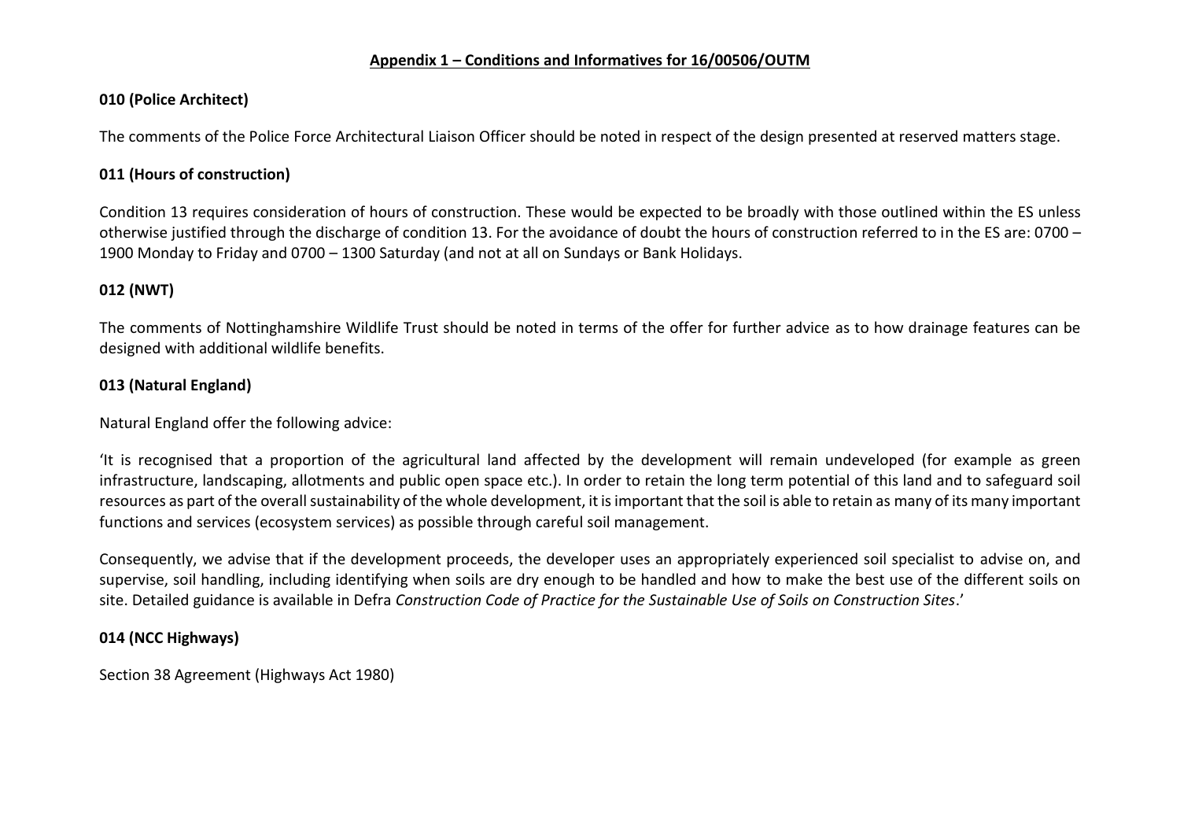## Appendix 1 – Conditions and Informatives for 16/00506/OUTM

**010 (Police Architect)**

The comments of the Police Force Architectural Liaison Officer should be noted in respect of the design presented at reserved matters stage.

**011 (Hours of construction)**

Condition 13 requires consideration of hours of construction. These would be expected to be broadly with those outlined within the ES unless otherwise justified through the discharge of condition 13. For the avoidance of doubt the hours of construction referred to in the ES are: 0700 – 1900 Monday to Friday and 0700 – 1300 Saturday (and not at all on Sundays or Bank Holidays.

**012 (NWT)**

The comments of Nottinghamshire Wildlife Trust should be noted in terms of the offer for further advice as to how drainage features can be designed with additional wildlife benefits.

**013 (Natural England)**

Natural England offer the following advice:

'It is recognised that a proportion of the agricultural land affected by the development will remain undeveloped (for example as green infrastructure, landscaping, allotments and public open space etc.). In order to retain the long term potential of this land and to safeguard soil resources as part of the overall sustainability of the whole development, it is important that the soil is able to retain as many of its many important functions and services (ecosystem services) as possible through careful soil management.

Consequently, we advise that if the development proceeds, the developer uses an appropriately experienced soil specialist to advise on, and supervise, soil handling, including identifying when soils are dry enough to be handled and how to make the best use of the different soils on site. Detailed guidance is available in Defra *Construction Code of Practice for the Sustainable Use of Soils on Construction Sites*.'

**014 (NCC Highways)**

Section 38 Agreement (Highways Act 1980)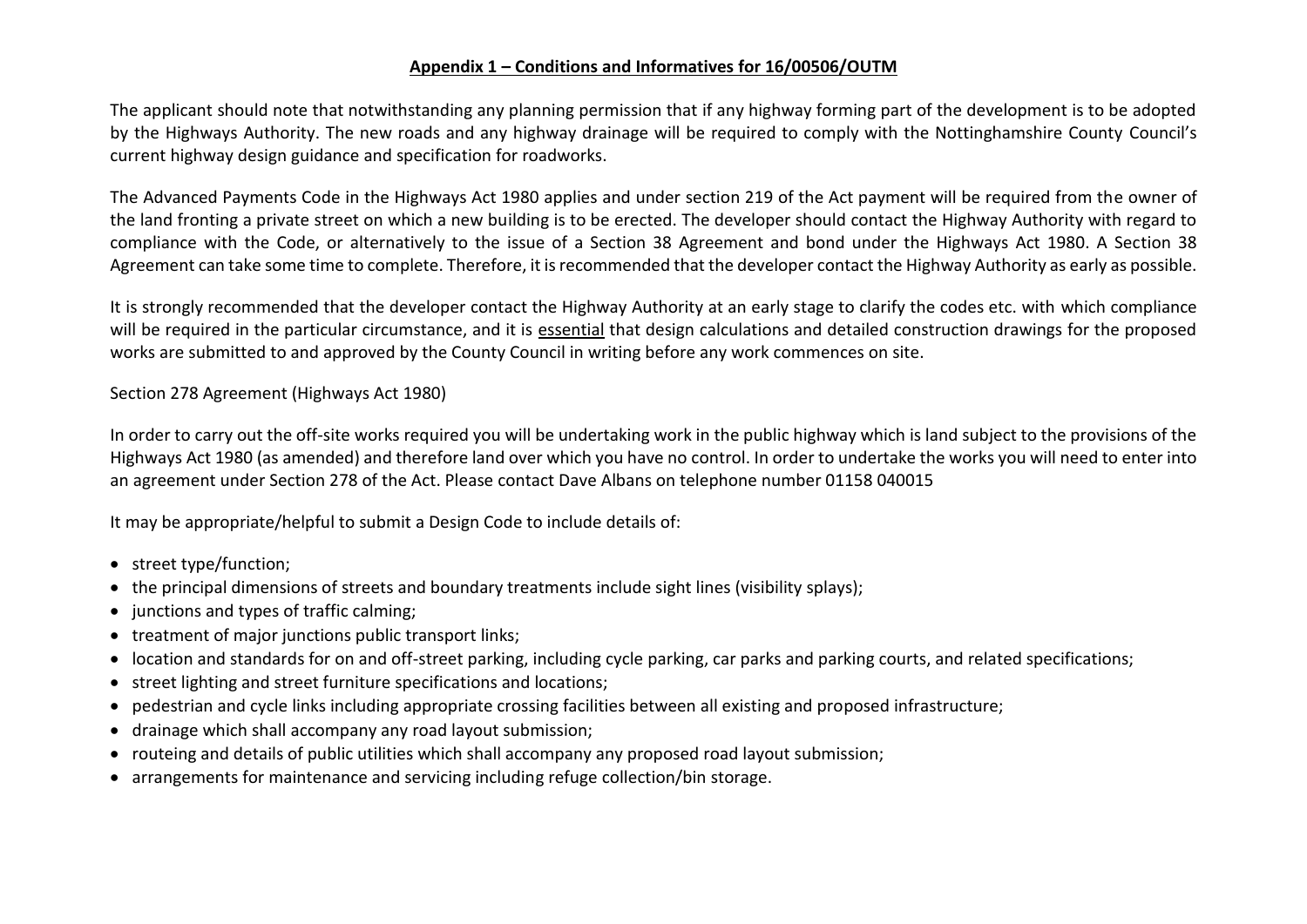## Appendix 1 – Conditions and Informatives for 16/00506/OUTM

The applicant should note that notwithstanding any planning permission that if any highway forming part of the development is to be adopted by the Highways Authority. The new roads and any highway drainage will be required to comply with the Nottinghamshire County Council's current highway design guidance and specification for roadworks.

The Advanced Payments Code in the Highways Act 1980 applies and under section 219 of the Act payment will be required from the owner of the land fronting a private street on which a new building is to be erected. The developer should contact the Highway Authority with regard to compliance with the Code, or alternatively to the issue of a Section 38 Agreement and bond under the Highways Act 1980. A Section 38 Agreement can take some time to complete. Therefore, it is recommended that the developer contact the Highway Authority as early as possible.

It is strongly recommended that the developer contact the Highway Authority at an early stage to clarify the codes etc. with which compliance will be required in the particular circumstance, and it is essential that design calculations and detailed construction drawings for the proposed works are submitted to and approved by the County Council in writing before any work commences on site.

Section 278 Agreement (Highways Act 1980)

In order to carry out the off-site works required you will be undertaking work in the public highway which is land subject to the provisions of the Highways Act 1980 (as amended) and therefore land over which you have no control. In order to undertake the works you will need to enter into an agreement under Section 278 of the Act. Please contact Dave Albans on telephone number 01158 040015

It may be appropriate/helpful to submit a Design Code to include details of:

- street type/function;
- the principal dimensions of streets and boundary treatments include sight lines (visibility splays);
- junctions and types of traffic calming;
- treatment of major junctions public transport links;
- location and standards for on and off-street parking, including cycle parking, car parks and parking courts, and related specifications;
- street lighting and street furniture specifications and locations;
- pedestrian and cycle links including appropriate crossing facilities between all existing and proposed infrastructure;
- drainage which shall accompany any road layout submission;
- routeing and details of public utilities which shall accompany any proposed road layout submission;
- arrangements for maintenance and servicing including refuge collection/bin storage.